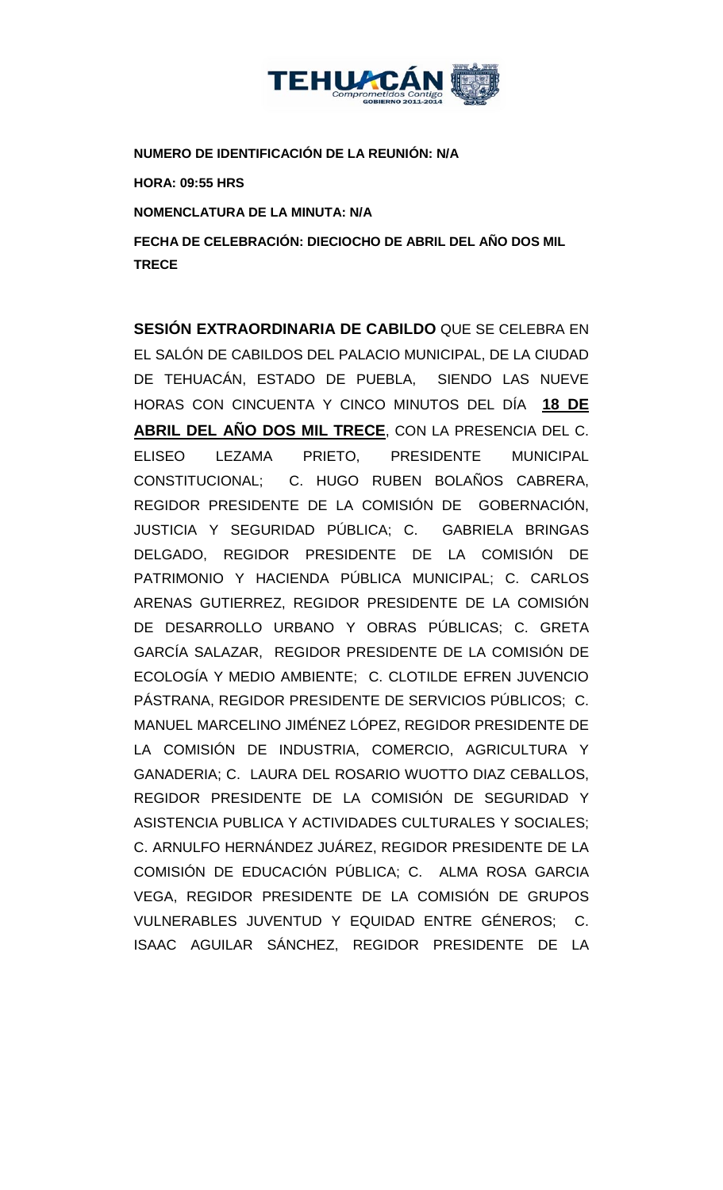**NUMERO DE IDENTIFICACIÓN DE LA REUNIÓN: N/A**

**HORA: 09:55 HRS**

**NOMENCLATURA DE LA MINUTA: N/A**

**FECHA DE CELEBRACIÓN: DIECIOCHO DE ABRIL DEL AÑO DOS MIL TRECE**

**SESIÓN EXTRAORDINARIA DE CABILDO** QUE SE CELEBRA EN EL SALÓN DE CABILDOS DEL PALACIO MUNICIPAL, DE LA CIUDAD DE TEHUACÁN, ESTADO DE PUEBLA, SIENDO LAS NUEVE HORAS CON CINCUENTA Y CINCO MINUTOS DEL DÍA **18 DE ABRIL DEL AÑO DOS MIL TRECE**, CON LA PRESENCIA DEL C. ELISEO LEZAMA PRIETO, PRESIDENTE MUNICIPAL CONSTITUCIONAL; C. HUGO RUBEN BOLAÑOS CABRERA, REGIDOR PRESIDENTE DE LA COMISIÓN DE GOBERNACIÓN, JUSTICIA Y SEGURIDAD PÚBLICA; C. GABRIELA BRINGAS DELGADO, REGIDOR PRESIDENTE DE LA COMISIÓN DE PATRIMONIO Y HACIENDA PÚBLICA MUNICIPAL; C. CARLOS ARENAS GUTIERREZ, REGIDOR PRESIDENTE DE LA COMISIÓN DE DESARROLLO URBANO Y OBRAS PÚBLICAS; C. GRETA GARCÍA SALAZAR, REGIDOR PRESIDENTE DE LA COMISIÓN DE ECOLOGÍA Y MEDIO AMBIENTE; C. CLOTILDE EFREN JUVENCIO PÁSTRANA, REGIDOR PRESIDENTE DE SERVICIOS PÚBLICOS; C. MANUEL MARCELINO JIMÉNEZ LÓPEZ, REGIDOR PRESIDENTE DE LA COMISIÓN DE INDUSTRIA, COMERCIO, AGRICULTURA Y GANADERIA; C. LAURA DEL ROSARIO WUOTTO DIAZ CEBALLOS, REGIDOR PRESIDENTE DE LA COMISIÓN DE SEGURIDAD Y ASISTENCIA PUBLICA Y ACTIVIDADES CULTURALES Y SOCIALES; C. ARNULFO HERNÁNDEZ JUÁREZ, REGIDOR PRESIDENTE DE LA COMISIÓN DE EDUCACIÓN PÚBLICA; C. ALMA ROSA GARCIA VEGA, REGIDOR PRESIDENTE DE LA COMISIÓN DE GRUPOS VULNERABLES JUVENTUD Y EQUIDAD ENTRE GÉNEROS; C. ISAAC AGUILAR SÁNCHEZ, REGIDOR PRESIDENTE DE LA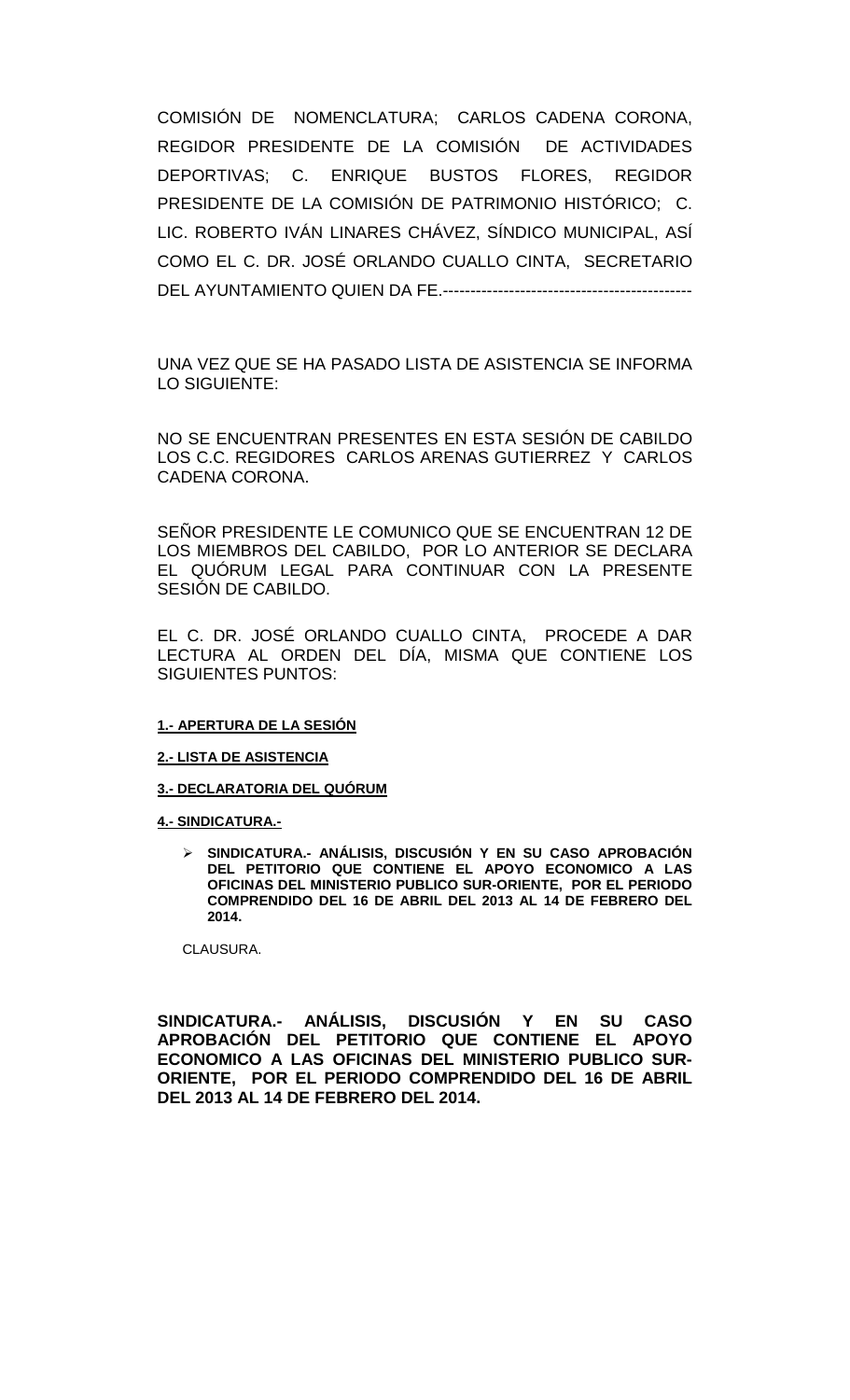COMISIÓN DE NOMENCLATURA; CARLOS CADENA CORONA, REGIDOR PRESIDENTE DE LA COMISIÓN DE ACTIVIDADES DEPORTIVAS; C. ENRIQUE BUSTOS FLORES, REGIDOR PRESIDENTE DE LA COMISIÓN DE PATRIMONIO HISTÓRICO; C. LIC. ROBERTO IVÁN LINARES CHÁVEZ, SÍNDICO MUNICIPAL, ASÍ COMO EL C. DR. JOSÉ ORLANDO CUALLO CINTA, SECRETARIO DEL AYUNTAMIENTO QUIEN DA FE.--------------------------------------------

UNA VEZ QUE SE HA PASADO LISTA DE ASISTENCIA SE INFORMA LO SIGUIENTE:

NO SE ENCUENTRAN PRESENTES EN ESTA SESIÓN DE CABILDO LOS C.C. REGIDORES CARLOS ARENAS GUTIERREZ Y CARLOS CADENA CORONA.

SEÑOR PRESIDENTE LE COMUNICO QUE SE ENCUENTRAN 12 DE LOS MIEMBROS DEL CABILDO, POR LO ANTERIOR SE DECLARA EL QUÓRUM LEGAL PARA CONTINUAR CON LA PRESENTE SESIÓN DE CABILDO.

EL C. DR. JOSÉ ORLANDO CUALLO CINTA, PROCEDE A DAR LECTURA AL ORDEN DEL DÍA, MISMA QUE CONTIENE LOS SIGUIENTES PUNTOS:

**1.- APERTURA DE LA SESIÓN**

**2.- LISTA DE ASISTENCIA**

**3.- DECLARATORIA DEL QUÓRUM**

**4.- SINDICATURA.-**

- **SINDICATURA.- ANÁLISIS, DISCUSIÓN Y EN SU CASO APROBACIÓN DEL PETITORIO QUE CONTIENE EL APOYO ECONOMICO A LAS OFICINAS DEL MINISTERIO PUBLICO SUR-ORIENTE, POR EL PERIODO COMPRENDIDO DEL 16 DE ABRIL DEL 2013 AL 14 DE FEBRERO DEL 2014.**

CLAUSURA.

**SINDICATURA.- ANÁLISIS, DISCUSIÓN Y EN SU CASO APROBACIÓN DEL PETITORIO QUE CONTIENE EL APOYO ECONOMICO A LAS OFICINAS DEL MINISTERIO PUBLICO SUR-ORIENTE, POR EL PERIODO COMPRENDIDO DEL 16 DE ABRIL DEL 2013 AL 14 DE FEBRERO DEL 2014.**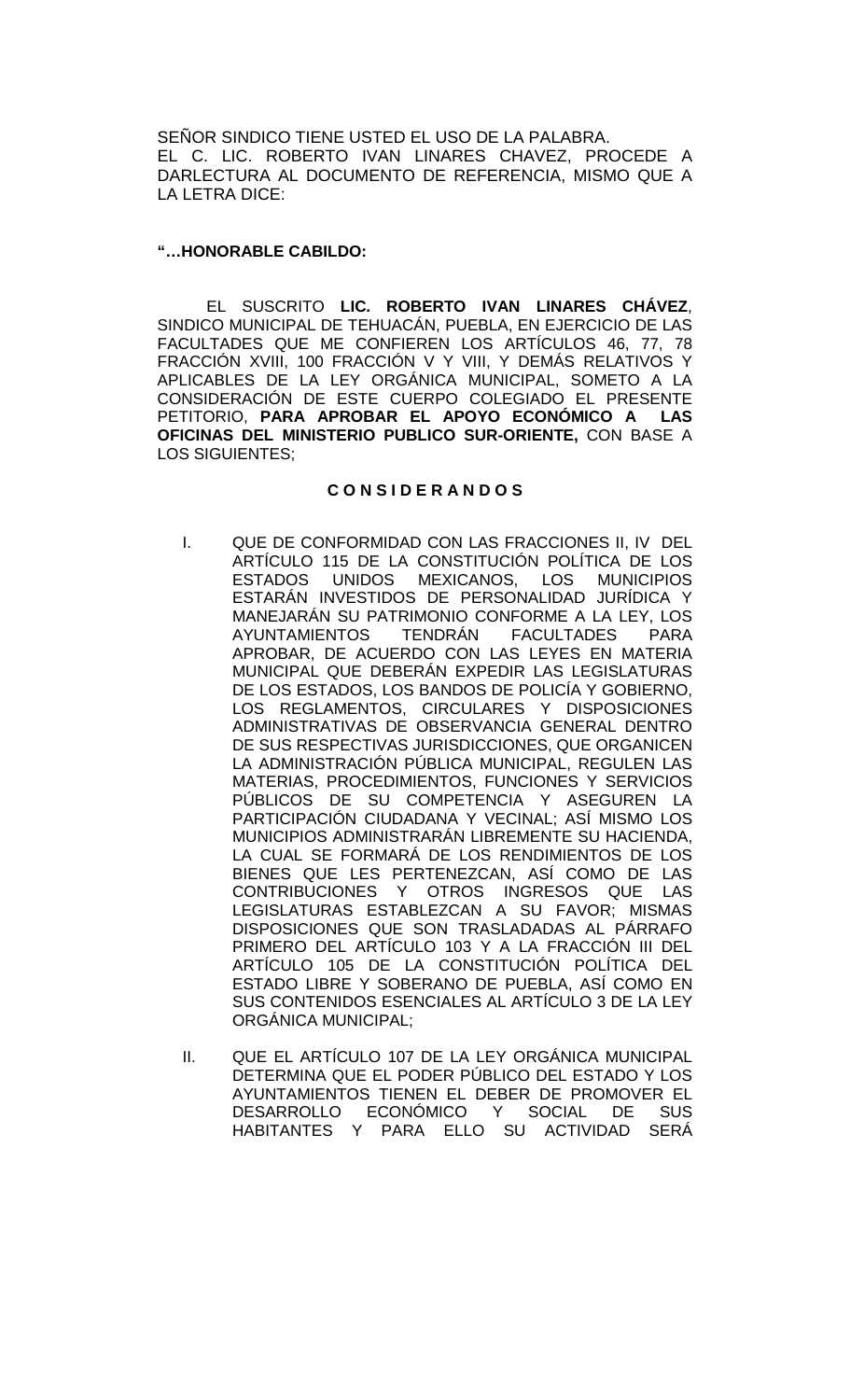SEÑOR SINDICO TIENE USTED EL USO DE LA PALABRA.
EL C. LIC. ROBERTO IVAN LINARES CHAVEZ, PROCEDE A DARLECTURA AL DOCUMENTO DE REFERENCIA, MISMO QUE A LA LETRA DICE:

**"…HONORABLE CABILDO:**

EL SUSCRITO **LIC. ROBERTO IVAN LINARES CHÁVEZ**, SINDICO MUNICIPAL DE TEHUACÁN, PUEBLA, EN EJERCICIO DE LAS FACULTADES QUE ME CONFIEREN LOS ARTÍCULOS 46, 77, 78 FRACCIÓN XVIII, 100 FRACCIÓN V Y VIII, Y DEMÁS RELATIVOS Y APLICABLES DE LA LEY ORGÁNICA MUNICIPAL, SOMETO A LA CONSIDERACIÓN DE ESTE CUERPO COLEGIADO EL PRESENTE PETITORIO, **PARA APROBAR EL APOYO ECONÓMICO A LAS OFICINAS DEL MINISTERIO PUBLICO SUR-ORIENTE,** CON BASE A LOS SIGUIENTES;

**C O N S I D E R A N D O S**

I. QUE DE CONFORMIDAD CON LAS FRACCIONES II, IV DEL ARTÍCULO 115 DE LA CONSTITUCIÓN POLÍTICA DE LOS ESTADOS UNIDOS MEXICANOS, LOS MUNICIPIOS ESTARÁN INVESTIDOS DE PERSONALIDAD JURÍDICA Y MANEJARÁN SU PATRIMONIO CONFORME A LA LEY, LOS AYUNTAMIENTOS TENDRÁN FACULTADES PARA APROBAR, DE ACUERDO CON LAS LEYES EN MATERIA MUNICIPAL QUE DEBERÁN EXPEDIR LAS LEGISLATURAS DE LOS ESTADOS, LOS BANDOS DE POLICÍA Y GOBIERNO, LOS REGLAMENTOS, CIRCULARES Y DISPOSICIONES ADMINISTRATIVAS DE OBSERVANCIA GENERAL DENTRO DE SUS RESPECTIVAS JURISDICCIONES, QUE ORGANICEN LA ADMINISTRACIÓN PÚBLICA MUNICIPAL, REGULEN LAS MATERIAS, PROCEDIMIENTOS, FUNCIONES Y SERVICIOS PÚBLICOS DE SU COMPETENCIA Y ASEGUREN LA PARTICIPACIÓN CIUDADANA Y VECINAL; ASÍ MISMO LOS MUNICIPIOS ADMINISTRARÁN LIBREMENTE SU HACIENDA, LA CUAL SE FORMARÁ DE LOS RENDIMIENTOS DE LOS BIENES QUE LES PERTENEZCAN, ASÍ COMO DE LAS CONTRIBUCIONES Y OTROS INGRESOS QUE LAS LEGISLATURAS ESTABLEZCAN A SU FAVOR; MISMAS DISPOSICIONES QUE SON TRASLADADAS AL PÁRRAFO PRIMERO DEL ARTÍCULO 103 Y A LA FRACCIÓN III DEL ARTÍCULO 105 DE LA CONSTITUCIÓN POLÍTICA DEL ESTADO LIBRE Y SOBERANO DE PUEBLA, ASÍ COMO EN SUS CONTENIDOS ESENCIALES AL ARTÍCULO 3 DE LA LEY ORGÁNICA MUNICIPAL;

II. QUE EL ARTÍCULO 107 DE LA LEY ORGÁNICA MUNICIPAL DETERMINA QUE EL PODER PÚBLICO DEL ESTADO Y LOS AYUNTAMIENTOS TIENEN EL DEBER DE PROMOVER EL DESARROLLO ECONÓMICO Y SOCIAL DE SUS HABITANTES Y PARA ELLO SU ACTIVIDAD SERÁ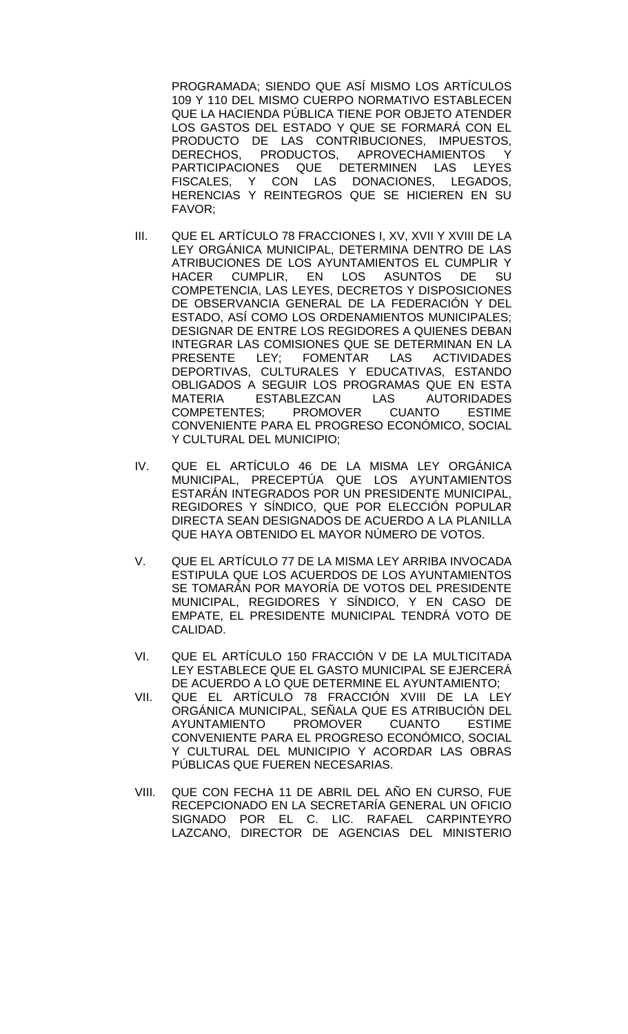PROGRAMADA; SIENDO QUE ASÍ MISMO LOS ARTÍCULOS 109 Y 110 DEL MISMO CUERPO NORMATIVO ESTABLECEN QUE LA HACIENDA PÚBLICA TIENE POR OBJETO ATENDER LOS GASTOS DEL ESTADO Y QUE SE FORMARÁ CON EL PRODUCTO DE LAS CONTRIBUCIONES, IMPUESTOS, DERECHOS, PRODUCTOS, APROVECHAMIENTOS Y PARTICIPACIONES QUE DETERMINEN LAS LEYES FISCALES, Y CON LAS DONACIONES, LEGADOS, HERENCIAS Y REINTEGROS QUE SE HICIEREN EN SU FAVOR;

III. QUE EL ARTÍCULO 78 FRACCIONES I, XV, XVII Y XVIII DE LA LEY ORGÁNICA MUNICIPAL, DETERMINA DENTRO DE LAS ATRIBUCIONES DE LOS AYUNTAMIENTOS EL CUMPLIR Y HACER CUMPLIR, EN LOS ASUNTOS DE SU COMPETENCIA, LAS LEYES, DECRETOS Y DISPOSICIONES DE OBSERVANCIA GENERAL DE LA FEDERACIÓN Y DEL ESTADO, ASÍ COMO LOS ORDENAMIENTOS MUNICIPALES; DESIGNAR DE ENTRE LOS REGIDORES A QUIENES DEBAN INTEGRAR LAS COMISIONES QUE SE DETERMINAN EN LA PRESENTE LEY; FOMENTAR LAS ACTIVIDADES DEPORTIVAS, CULTURALES Y EDUCATIVAS, ESTANDO OBLIGADOS A SEGUIR LOS PROGRAMAS QUE EN ESTA MATERIA ESTABLEZCAN LAS AUTORIDADES COMPETENTES; PROMOVER CUANTO ESTIME CONVENIENTE PARA EL PROGRESO ECONÓMICO, SOCIAL Y CULTURAL DEL MUNICIPIO;

IV. QUE EL ARTÍCULO 46 DE LA MISMA LEY ORGÁNICA MUNICIPAL, PRECEPTÚA QUE LOS AYUNTAMIENTOS ESTARÁN INTEGRADOS POR UN PRESIDENTE MUNICIPAL, REGIDORES Y SÍNDICO, QUE POR ELECCIÓN POPULAR DIRECTA SEAN DESIGNADOS DE ACUERDO A LA PLANILLA QUE HAYA OBTENIDO EL MAYOR NÚMERO DE VOTOS.

V. QUE EL ARTÍCULO 77 DE LA MISMA LEY ARRIBA INVOCADA ESTIPULA QUE LOS ACUERDOS DE LOS AYUNTAMIENTOS SE TOMARÁN POR MAYORÍA DE VOTOS DEL PRESIDENTE MUNICIPAL, REGIDORES Y SÍNDICO, Y EN CASO DE EMPATE, EL PRESIDENTE MUNICIPAL TENDRÁ VOTO DE CALIDAD.

VI. QUE EL ARTÍCULO 150 FRACCIÓN V DE LA MULTICITADA LEY ESTABLECE QUE EL GASTO MUNICIPAL SE EJERCERÁ DE ACUERDO A LO QUE DETERMINE EL AYUNTAMIENTO;

VII. QUE EL ARTÍCULO 78 FRACCIÓN XVIII DE LA LEY ORGÁNICA MUNICIPAL, SEÑALA QUE ES ATRIBUCIÓN DEL AYUNTAMIENTO PROMOVER CUANTO ESTIME CONVENIENTE PARA EL PROGRESO ECONÓMICO, SOCIAL Y CULTURAL DEL MUNICIPIO Y ACORDAR LAS OBRAS PÚBLICAS QUE FUEREN NECESARIAS.

VIII. QUE CON FECHA 11 DE ABRIL DEL AÑO EN CURSO, FUE RECEPCIONADO EN LA SECRETARÍA GENERAL UN OFICIO SIGNADO POR EL C. LIC. RAFAEL CARPINTEYRO LAZCANO, DIRECTOR DE AGENCIAS DEL MINISTERIO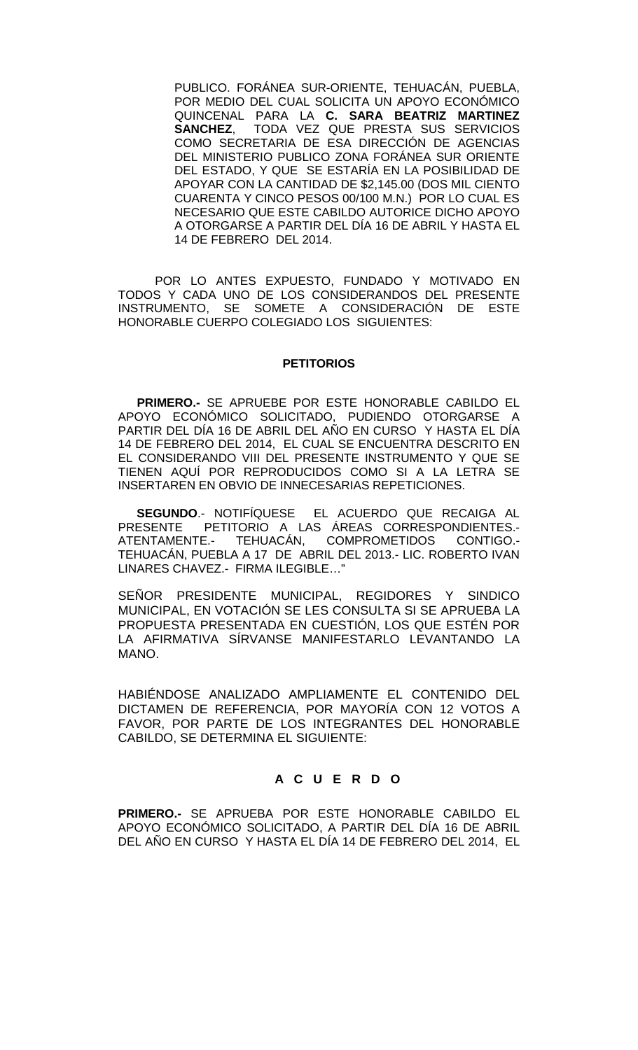PUBLICO. FORÁNEA SUR-ORIENTE, TEHUACÁN, PUEBLA, POR MEDIO DEL CUAL SOLICITA UN APOYO ECONÓMICO QUINCENAL PARA LA **C. SARA BEATRIZ MARTINEZ SANCHEZ**, TODA VEZ QUE PRESTA SUS SERVICIOS COMO SECRETARIA DE ESA DIRECCIÓN DE AGENCIAS DEL MINISTERIO PUBLICO ZONA FORÁNEA SUR ORIENTE DEL ESTADO, Y QUE SE ESTARÍA EN LA POSIBILIDAD DE APOYAR CON LA CANTIDAD DE $2,145.00 (DOS MIL CIENTO CUARENTA Y CINCO PESOS 00/100 M.N.) POR LO CUAL ES NECESARIO QUE ESTE CABILDO AUTORICE DICHO APOYO A OTORGARSE A PARTIR DEL DÍA 16 DE ABRIL Y HASTA EL 14 DE FEBRERO DEL 2014.

POR LO ANTES EXPUESTO, FUNDADO Y MOTIVADO EN TODOS Y CADA UNO DE LOS CONSIDERANDOS DEL PRESENTE INSTRUMENTO, SE SOMETE A CONSIDERACIÓN DE ESTE HONORABLE CUERPO COLEGIADO LOS SIGUIENTES:

**PETITORIOS**

**PRIMERO.-** SE APRUEBE POR ESTE HONORABLE CABILDO EL APOYO ECONÓMICO SOLICITADO, PUDIENDO OTORGARSE A PARTIR DEL DÍA 16 DE ABRIL DEL AÑO EN CURSO Y HASTA EL DÍA 14 DE FEBRERO DEL 2014, EL CUAL SE ENCUENTRA DESCRITO EN EL CONSIDERANDO VIII DEL PRESENTE INSTRUMENTO Y QUE SE TIENEN AQUÍ POR REPRODUCIDOS COMO SI A LA LETRA SE INSERTAREN EN OBVIO DE INNECESARIAS REPETICIONES.

**SEGUNDO**.- NOTIFÍQUESE EL ACUERDO QUE RECAIGA AL PRESENTE PETITORIO A LAS ÁREAS CORRESPONDIENTES.- ATENTAMENTE.- TEHUACÁN, COMPROMETIDOS CONTIGO.- TEHUACÁN, PUEBLA A 17 DE ABRIL DEL 2013.- LIC. ROBERTO IVAN LINARES CHAVEZ.- FIRMA ILEGIBLE…"

SEÑOR PRESIDENTE MUNICIPAL, REGIDORES Y SINDICO MUNICIPAL, EN VOTACIÓN SE LES CONSULTA SI SE APRUEBA LA PROPUESTA PRESENTADA EN CUESTIÓN, LOS QUE ESTÉN POR LA AFIRMATIVA SÍRVANSE MANIFESTARLO LEVANTANDO LA MANO.

HABIÉNDOSE ANALIZADO AMPLIAMENTE EL CONTENIDO DEL DICTAMEN DE REFERENCIA, POR MAYORÍA CON 12 VOTOS A FAVOR, POR PARTE DE LOS INTEGRANTES DEL HONORABLE CABILDO, SE DETERMINA EL SIGUIENTE:

**A C U E R D O**

**PRIMERO.-** SE APRUEBA POR ESTE HONORABLE CABILDO EL APOYO ECONÓMICO SOLICITADO, A PARTIR DEL DÍA 16 DE ABRIL DEL AÑO EN CURSO Y HASTA EL DÍA 14 DE FEBRERO DEL 2014, EL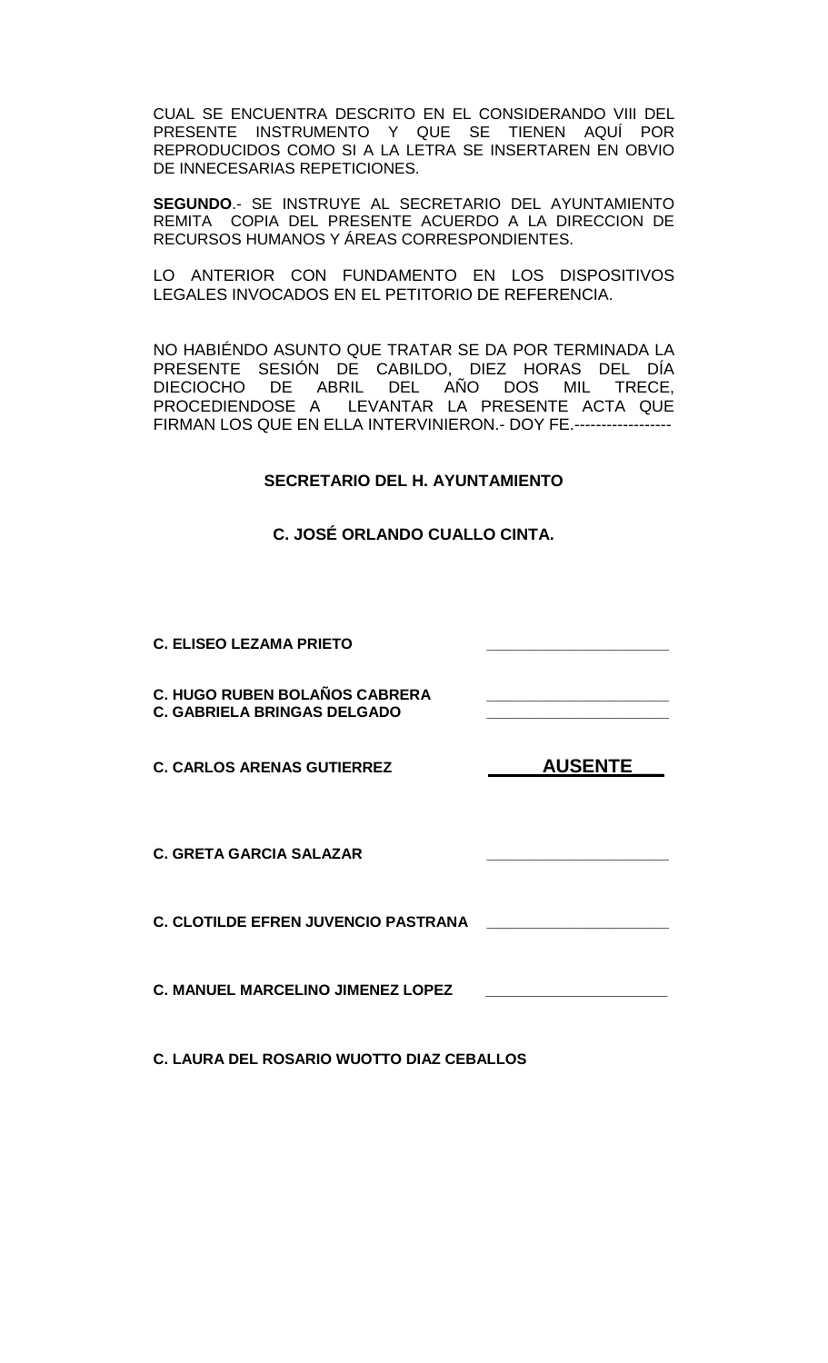CUAL SE ENCUENTRA DESCRITO EN EL CONSIDERANDO VIII DEL PRESENTE INSTRUMENTO Y QUE SE TIENEN AQUÍ POR REPRODUCIDOS COMO SI A LA LETRA SE INSERTAREN EN OBVIO DE INNECESARIAS REPETICIONES.

**SEGUNDO**.- SE INSTRUYE AL SECRETARIO DEL AYUNTAMIENTO REMITA COPIA DEL PRESENTE ACUERDO A LA DIRECCION DE RECURSOS HUMANOS Y ÁREAS CORRESPONDIENTES.

LO ANTERIOR CON FUNDAMENTO EN LOS DISPOSITIVOS LEGALES INVOCADOS EN EL PETITORIO DE REFERENCIA.

NO HABIÉNDO ASUNTO QUE TRATAR SE DA POR TERMINADA LA PRESENTE SESIÓN DE CABILDO, DIEZ HORAS DEL DÍA DIECIOCHO DE ABRIL DEL AÑO DOS MIL TRECE, PROCEDIENDOSE A LEVANTAR LA PRESENTE ACTA QUE FIRMAN LOS QUE EN ELLA INTERVINIERON.- DOY FE.------------------

**SECRETARIO DEL H. AYUNTAMIENTO**

**C. JOSÉ ORLANDO CUALLO CINTA.**

**C. ELISEO LEZAMA PRIETO** ______________________

**C. HUGO RUBEN BOLAÑOS CABRERA** ______________________
**C. GABRIELA BRINGAS DELGADO** ______________________

**C. CARLOS ARENAS GUTIERREZ** **AUSENTE**

**C. GRETA GARCIA SALAZAR** ______________________

**C. CLOTILDE EFREN JUVENCIO PASTRANA** ______________________

**C. MANUEL MARCELINO JIMENEZ LOPEZ** ______________________

**C. LAURA DEL ROSARIO WUOTTO DIAZ CEBALLOS**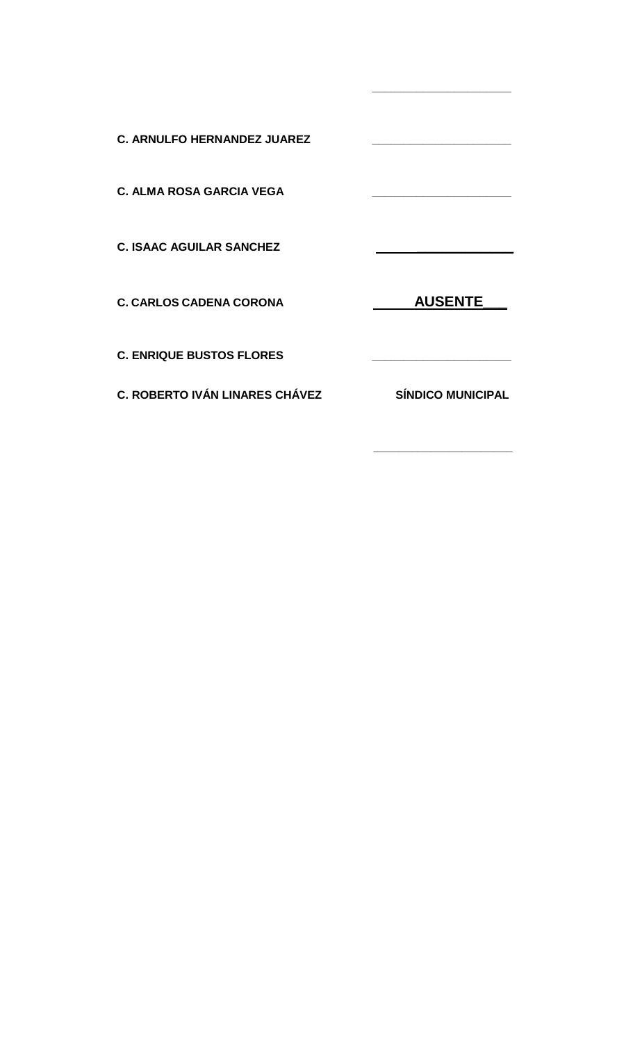**C. ARNULFO HERNANDEZ JUAREZ** _____________________

**C. ALMA ROSA GARCIA VEGA** _____________________

**C. ISAAC AGUILAR SANCHEZ** _____________________

**C. CARLOS CADENA CORONA** **AUSENTE**

**C. ENRIQUE BUSTOS FLORES** _____________________

**C. ROBERTO IVÁN LINARES CHÁVEZ** **SÍNDICO MUNICIPAL**

_____________________